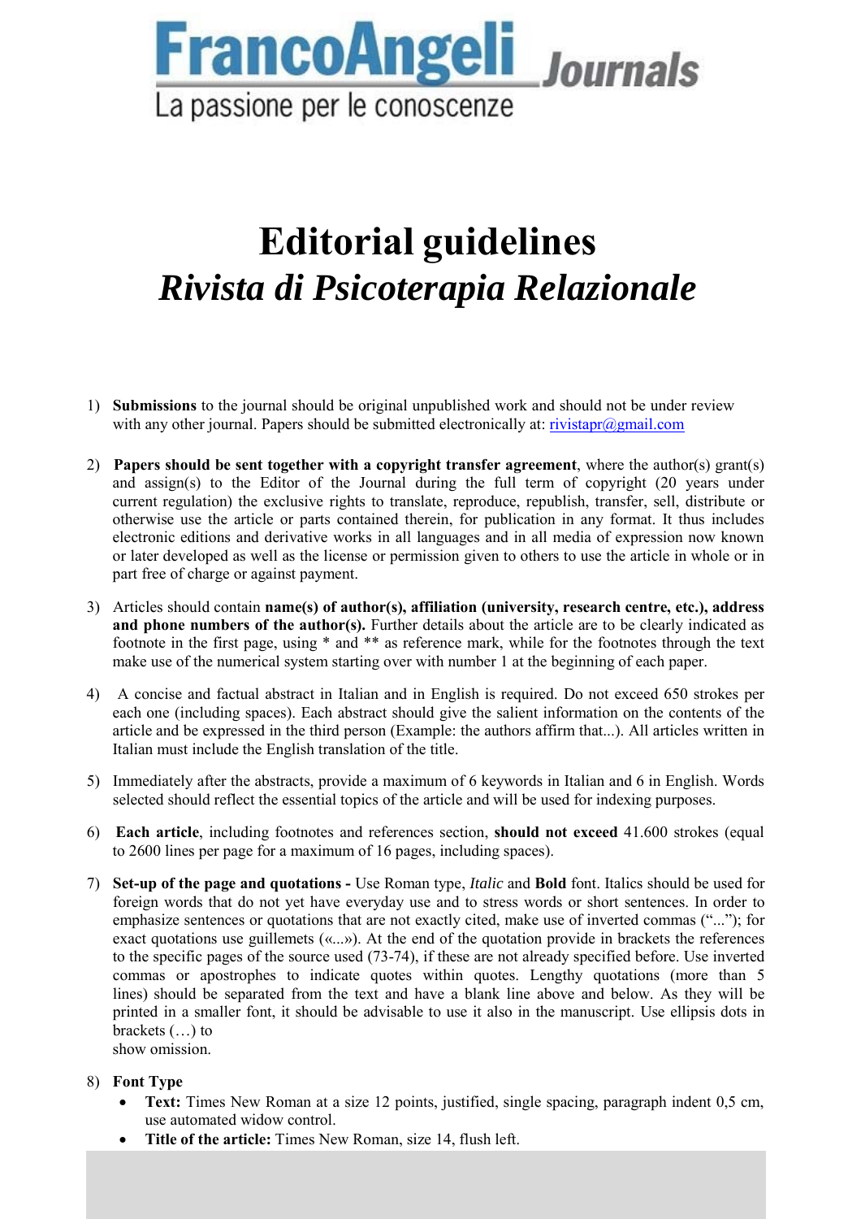FrancoAngeli *Journals*

La passione per le conoscenze

# Editorial guidelines

# *Rivista di Psicoterapia Relazionale*

1) **Submissions** to the journal should be original unpublished work and should not be under review with any other journal. Papers should be submitted electronically at: rivistapr@gmail.com

2) **Papers should be sent together with a copyright transfer agreement**, where the author(s) grant(s) and assign(s) to the Editor of the Journal during the full term of copyright (20 years under current regulation) the exclusive rights to translate, reproduce, republish, transfer, sell, distribute or otherwise use the article or parts contained therein, for publication in any format. It thus includes electronic editions and derivative works in all languages and in all media of expression now known or later developed as well as the license or permission given to others to use the article in whole or in part free of charge or against payment.

3) Articles should contain **name(s) of author(s), affiliation (university, research centre, etc.), address and phone numbers of the author(s).** Further details about the article are to be clearly indicated as footnote in the first page, using * and ** as reference mark, while for the footnotes through the text make use of the numerical system starting over with number 1 at the beginning of each paper.

4) A concise and factual abstract in Italian and in English is required. Do not exceed 650 strokes per each one (including spaces). Each abstract should give the salient information on the contents of the article and be expressed in the third person (Example: the authors affirm that...). All articles written in Italian must include the English translation of the title.

5) Immediately after the abstracts, provide a maximum of 6 keywords in Italian and 6 in English. Words selected should reflect the essential topics of the article and will be used for indexing purposes.

6) **Each article**, including footnotes and references section, **should not exceed** 41.600 strokes (equal to 2600 lines per page for a maximum of 16 pages, including spaces).

7) **Set-up of the page and quotations -** Use Roman type, *Italic* and **Bold** font. Italics should be used for foreign words that do not yet have everyday use and to stress words or short sentences. In order to emphasize sentences or quotations that are not exactly cited, make use of inverted commas ("..."); for exact quotations use guillemets («...»). At the end of the quotation provide in brackets the references to the specific pages of the source used (73-74), if these are not already specified before. Use inverted commas or apostrophes to indicate quotes within quotes. Lengthy quotations (more than 5 lines) should be separated from the text and have a blank line above and below. As they will be printed in a smaller font, it should be advisable to use it also in the manuscript. Use ellipsis dots in brackets (…) to
show omission.

8) **Font Type**
   - **Text:** Times New Roman at a size 12 points, justified, single spacing, paragraph indent 0,5 cm, use automated widow control.
   - **Title of the article:** Times New Roman, size 14, flush left.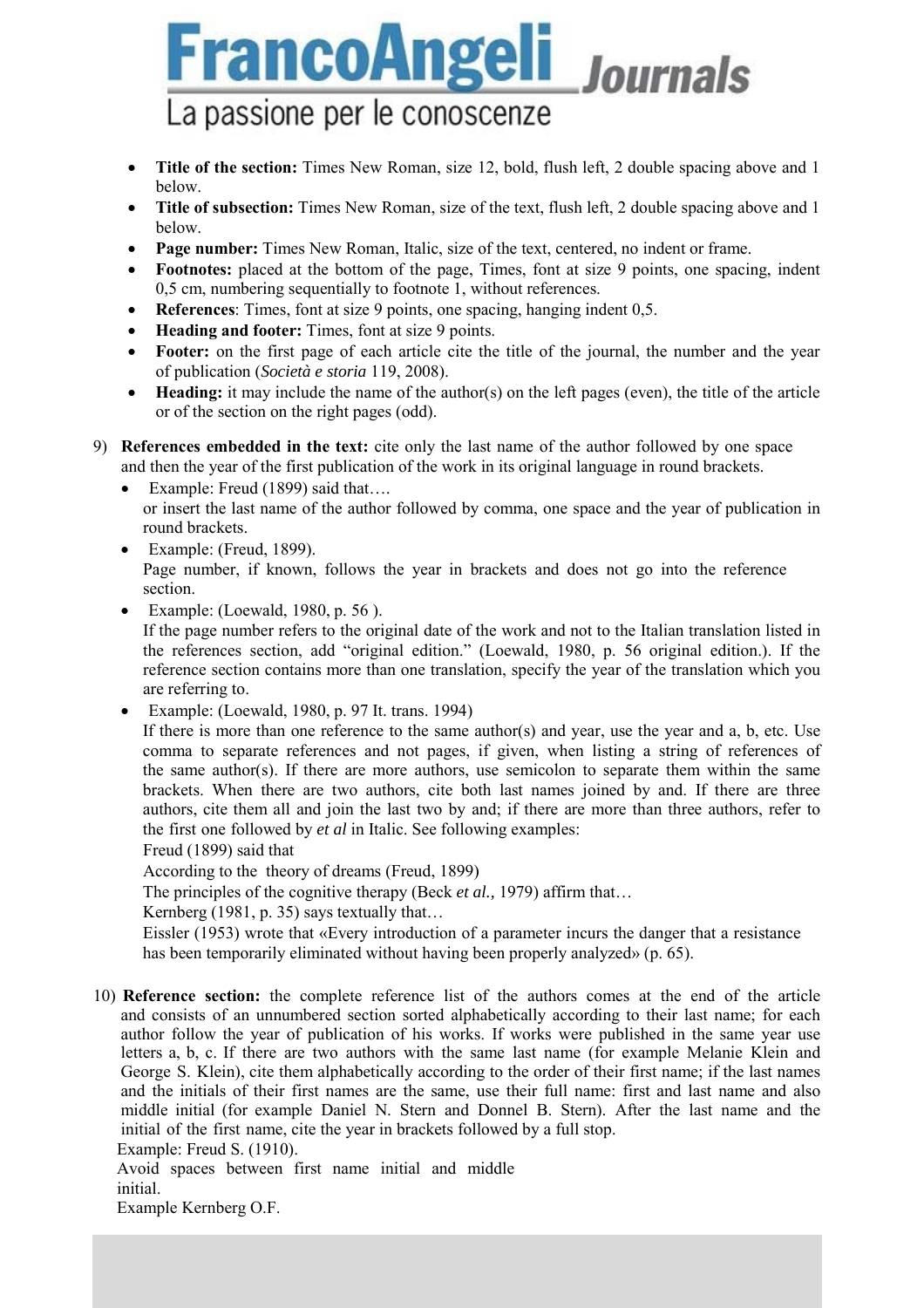- **Title of the section:** Times New Roman, size 12, bold, flush left, 2 double spacing above and 1 below.
- **Title of subsection:** Times New Roman, size of the text, flush left, 2 double spacing above and 1 below.
- **Page number:** Times New Roman, Italic, size of the text, centered, no indent or frame.
- **Footnotes:** placed at the bottom of the page, Times, font at size 9 points, one spacing, indent 0,5 cm, numbering sequentially to footnote 1, without references.
- **References**: Times, font at size 9 points, one spacing, hanging indent 0,5.
- **Heading and footer:** Times, font at size 9 points.
- **Footer:** on the first page of each article cite the title of the journal, the number and the year of publication (*Società e storia* 119, 2008).
- **Heading:** it may include the name of the author(s) on the left pages (even), the title of the article or of the section on the right pages (odd).

9) **References embedded in the text:** cite only the last name of the author followed by one space and then the year of the first publication of the work in its original language in round brackets.
   - Example: Freud (1899) said that….
     or insert the last name of the author followed by comma, one space and the year of publication in round brackets.
   - Example: (Freud, 1899).
     Page number, if known, follows the year in brackets and does not go into the reference section.
   - Example: (Loewald, 1980, p. 56 ).
     If the page number refers to the original date of the work and not to the Italian translation listed in the references section, add "original edition." (Loewald, 1980, p. 56 original edition.). If the reference section contains more than one translation, specify the year of the translation which you are referring to.
   - Example: (Loewald, 1980, p. 97 It. trans. 1994)
     If there is more than one reference to the same author(s) and year, use the year and a, b, etc. Use comma to separate references and not pages, if given, when listing a string of references of the same author(s). If there are more authors, use semicolon to separate them within the same brackets. When there are two authors, cite both last names joined by and. If there are three authors, cite them all and join the last two by and; if there are more than three authors, refer to the first one followed by *et al* in Italic. See following examples:
     Freud (1899) said that
     According to the theory of dreams (Freud, 1899)
     The principles of the cognitive therapy (Beck *et al.,* 1979) affirm that…
     Kernberg (1981, p. 35) says textually that…
     Eissler (1953) wrote that «Every introduction of a parameter incurs the danger that a resistance has been temporarily eliminated without having been properly analyzed» (p. 65).

10) **Reference section:** the complete reference list of the authors comes at the end of the article and consists of an unnumbered section sorted alphabetically according to their last name; for each author follow the year of publication of his works. If works were published in the same year use letters a, b, c. If there are two authors with the same last name (for example Melanie Klein and George S. Klein), cite them alphabetically according to the order of their first name; if the last names and the initials of their first names are the same, use their full name: first and last name and also middle initial (for example Daniel N. Stern and Donnel B. Stern). After the last name and the initial of the first name, cite the year in brackets followed by a full stop.
    Example: Freud S. (1910).
    Avoid spaces between first name initial and middle initial.
    Example Kernberg O.F.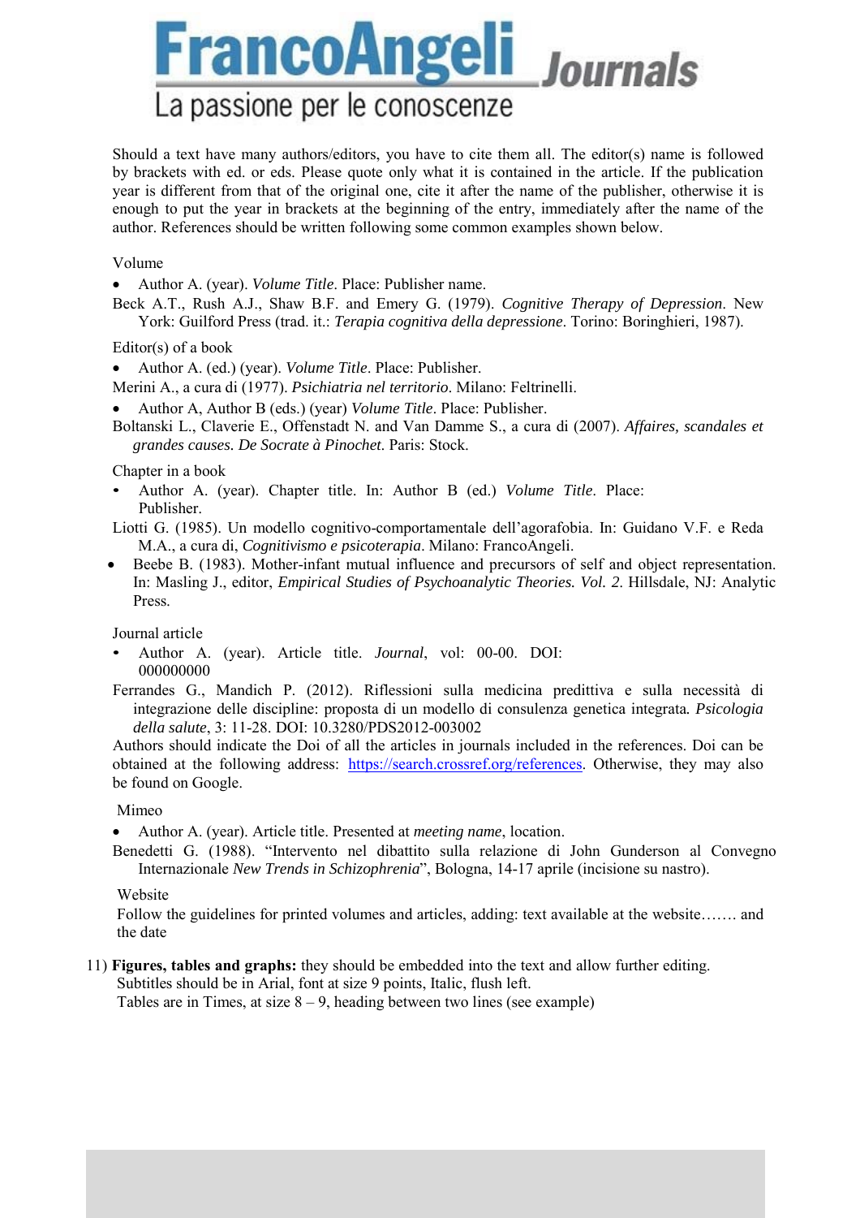Should a text have many authors/editors, you have to cite them all. The editor(s) name is followed by brackets with ed. or eds. Please quote only what it is contained in the article. If the publication year is different from that of the original one, cite it after the name of the publisher, otherwise it is enough to put the year in brackets at the beginning of the entry, immediately after the name of the author. References should be written following some common examples shown below.

Volume

- Author A. (year). *Volume Title*. Place: Publisher name.

Beck A.T., Rush A.J., Shaw B.F. and Emery G. (1979). *Cognitive Therapy of Depression*. New York: Guilford Press (trad. it.: *Terapia cognitiva della depressione*. Torino: Boringhieri, 1987).

Editor(s) of a book

- Author A. (ed.) (year). *Volume Title*. Place: Publisher.

Merini A., a cura di (1977). *Psichiatria nel territorio*. Milano: Feltrinelli.

- Author A, Author B (eds.) (year) *Volume Title*. Place: Publisher.

Boltanski L., Claverie E., Offenstadt N. and Van Damme S., a cura di (2007). *Affaires, scandales et grandes causes. De Socrate à Pinochet*. Paris: Stock.

Chapter in a book

- Author A. (year). Chapter title. In: Author B (ed.) *Volume Title*. Place: Publisher.

Liotti G. (1985). Un modello cognitivo-comportamentale dell'agorafobia. In: Guidano V.F. e Reda M.A., a cura di, *Cognitivismo e psicoterapia*. Milano: FrancoAngeli.

- Beebe B. (1983). Mother-infant mutual influence and precursors of self and object representation. In: Masling J., editor, *Empirical Studies of Psychoanalytic Theories. Vol. 2*. Hillsdale, NJ: Analytic Press.

Journal article

- Author A. (year). Article title. *Journal*, vol: 00-00. DOI: 000000000

Ferrandes G., Mandich P. (2012). Riflessioni sulla medicina predittiva e sulla necessità di integrazione delle discipline: proposta di un modello di consulenza genetica integrata. *Psicologia della salute*, 3: 11-28. DOI: 10.3280/PDS2012-003002

Authors should indicate the Doi of all the articles in journals included in the references. Doi can be obtained at the following address: https://search.crossref.org/references. Otherwise, they may also be found on Google.

Mimeo

- Author A. (year). Article title. Presented at *meeting name*, location.

Benedetti G. (1988). "Intervento nel dibattito sulla relazione di John Gunderson al Convegno Internazionale *New Trends in Schizophrenia*", Bologna, 14-17 aprile (incisione su nastro).

Website

Follow the guidelines for printed volumes and articles, adding: text available at the website……. and the date

11) **Figures, tables and graphs:** they should be embedded into the text and allow further editing. Subtitles should be in Arial, font at size 9 points, Italic, flush left.
Tables are in Times, at size 8 – 9, heading between two lines (see example)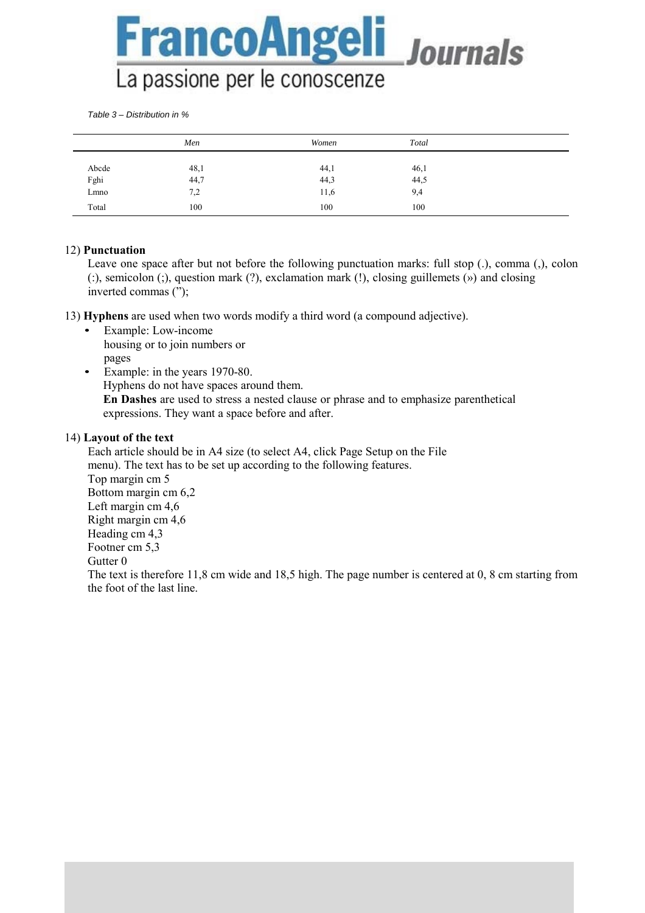*Table 3 – Distribution in %*

| | *Men* | *Women* | *Total* |
|---|---|---|---|
| Abcde | 48,1 | 44,1 | 46,1 |
| Fghi | 44,7 | 44,3 | 44,5 |
| Lmno | 7,2 | 11,6 | 9,4 |
| Total | 100 | 100 | 100 |

12) **Punctuation**

Leave one space after but not before the following punctuation marks: full stop (.), comma (,), colon (:), semicolon (;), question mark (?), exclamation mark (!), closing guillemets (») and closing inverted commas (");

13) **Hyphens** are used when two words modify a third word (a compound adjective).

- Example: Low-income housing or to join numbers or pages
- Example: in the years 1970-80.
  Hyphens do not have spaces around them.
  **En Dashes** are used to stress a nested clause or phrase and to emphasize parenthetical expressions. They want a space before and after.

14) **Layout of the text**

Each article should be in A4 size (to select A4, click Page Setup on the File menu). The text has to be set up according to the following features.
Top margin cm 5
Bottom margin cm 6,2
Left margin cm 4,6
Right margin cm 4,6
Heading cm 4,3
Footner cm 5,3
Gutter 0
The text is therefore 11,8 cm wide and 18,5 high. The page number is centered at 0, 8 cm starting from the foot of the last line.